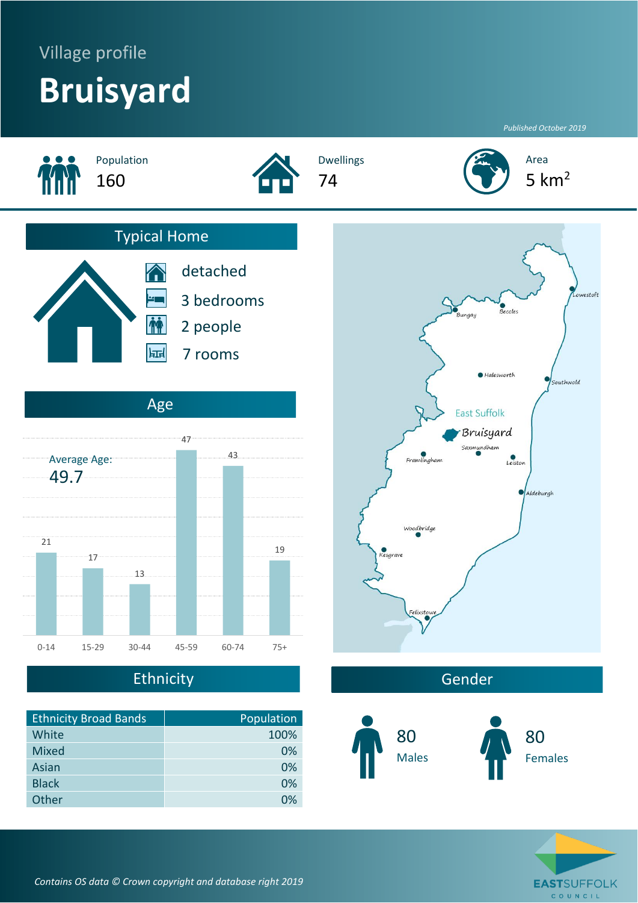Village profile

# Bruisyard

*Published October 2019*

Population
160

Dwellings
74

Area
5 km$^2$

## Typical Home

- detached
- 3 bedrooms
- 2 people
- 7 rooms

## Age

Average Age:
49.7

| Age band | Population |
|---|---|
| 0-14 | 21 |
| 15-29 | 17 |
| 30-44 | 13 |
| 45-59 | 47 |
| 60-74 | 43 |
| 75+ | 19 |

East Suffolk

Bruisyard

Lowestoft, Bungay, Beccles, Halesworth, Southwold, Saxmundham, Framlingham, Leiston, Aldeburgh, Woodbridge, Kesgrave, Felixstowe

## Ethnicity

| Ethnicity Broad Bands | Population |
|---|---|
| White | 100% |
| Mixed | 0% |
| Asian | 0% |
| Black | 0% |
| Other | 0% |

## Gender

80
Males

80
Females

*Contains OS data © Crown copyright and database right 2019*

EASTSUFFOLK COUNCIL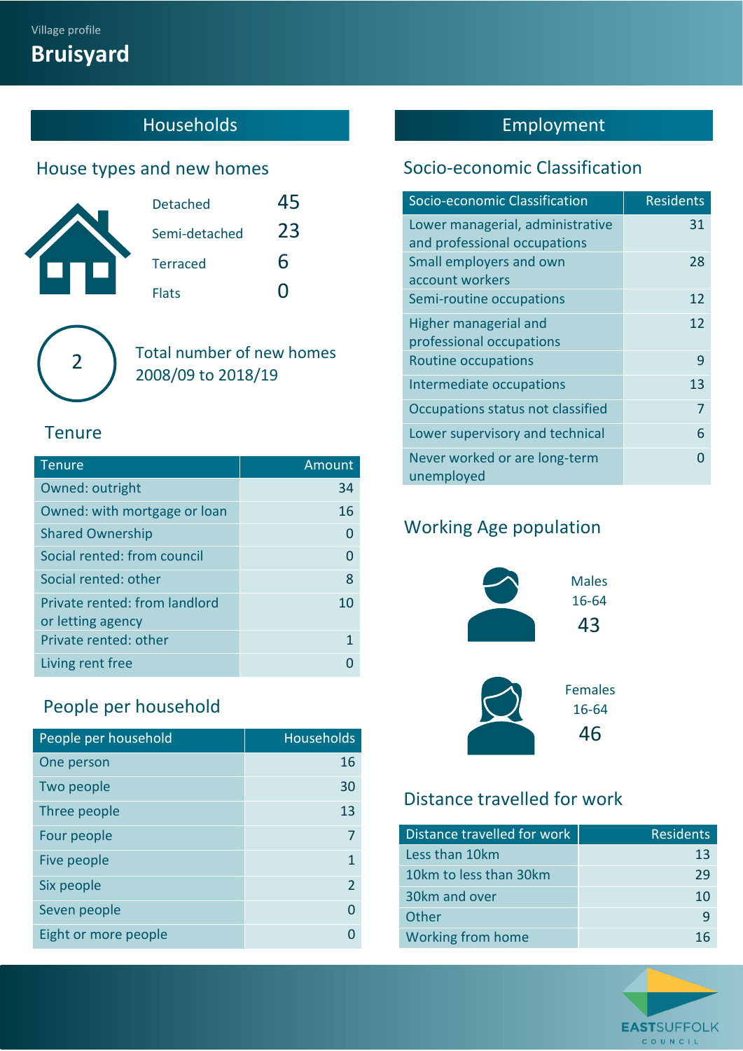Village profile

# Bruisyard

## Households

### House types and new homes

| | |
|---|---|
| Detached | 45 |
| Semi-detached | 23 |
| Terraced | 6 |
| Flats | 0 |

2

Total number of new homes 2008/09 to 2018/19

### Tenure

| Tenure | Amount |
|---|---|
| Owned: outright | 34 |
| Owned: with mortgage or loan | 16 |
| Shared Ownership | 0 |
| Social rented: from council | 0 |
| Social rented: other | 8 |
| Private rented: from landlord or letting agency | 10 |
| Private rented: other | 1 |
| Living rent free | 0 |

### People per household

| People per household | Households |
|---|---|
| One person | 16 |
| Two people | 30 |
| Three people | 13 |
| Four people | 7 |
| Five people | 1 |
| Six people | 2 |
| Seven people | 0 |
| Eight or more people | 0 |

## Employment

### Socio-economic Classification

| Socio-economic Classification | Residents |
|---|---|
| Lower managerial, administrative and professional occupations | 31 |
| Small employers and own account workers | 28 |
| Semi-routine occupations | 12 |
| Higher managerial and professional occupations | 12 |
| Routine occupations | 9 |
| Intermediate occupations | 13 |
| Occupations status not classified | 7 |
| Lower supervisory and technical | 6 |
| Never worked or are long-term unemployed | 0 |

### Working Age population

Males 16-64

43

Females 16-64

46

### Distance travelled for work

| Distance travelled for work | Residents |
|---|---|
| Less than 10km | 13 |
| 10km to less than 30km | 29 |
| 30km and over | 10 |
| Other | 9 |
| Working from home | 16 |

EASTSUFFOLK COUNCIL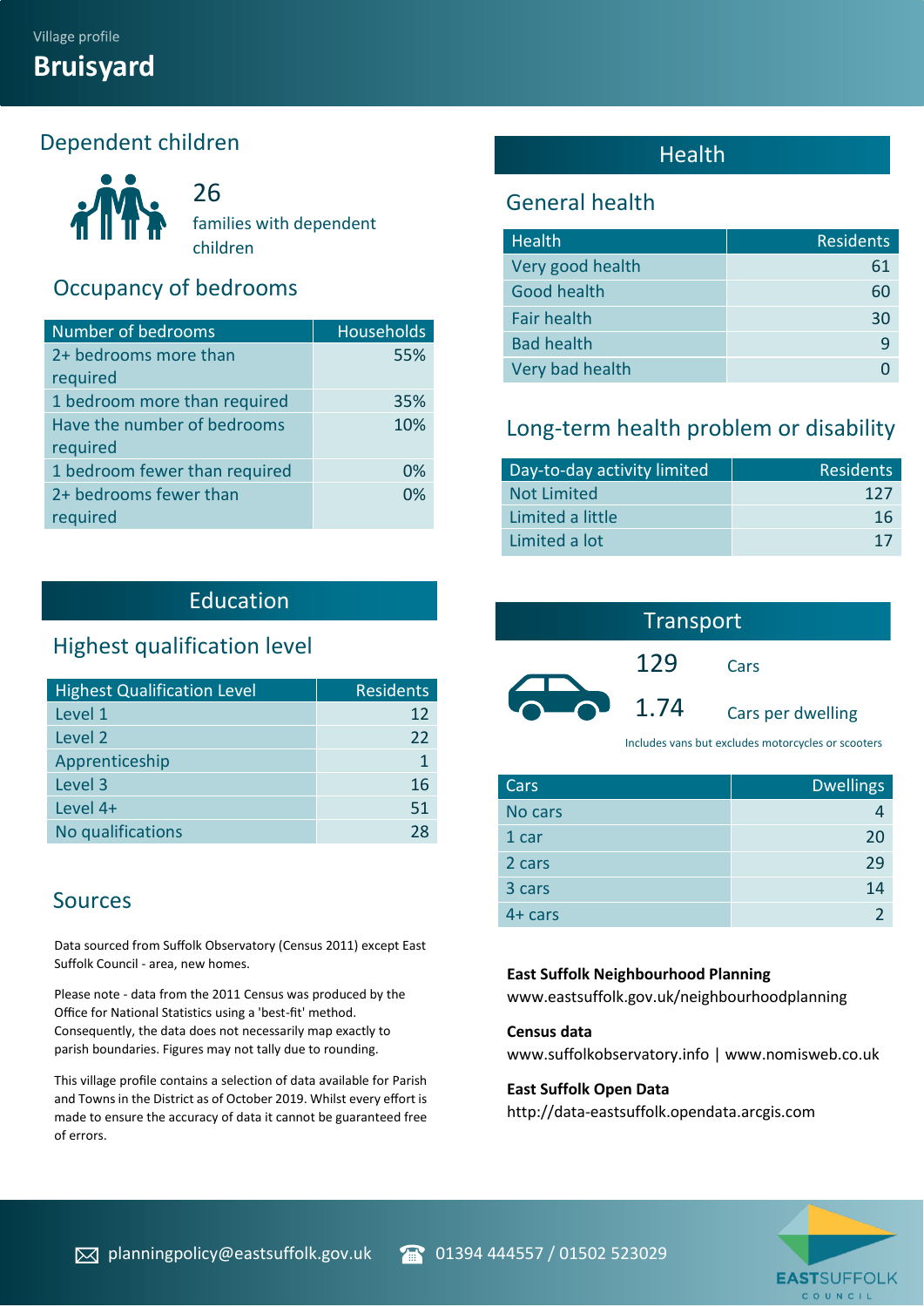Village profile

# Bruisyard

## Dependent children

26

families with dependent children

### Occupancy of bedrooms

| Number of bedrooms | Households |
|---|---|
| 2+ bedrooms more than required | 55% |
| 1 bedroom more than required | 35% |
| Have the number of bedrooms required | 10% |
| 1 bedroom fewer than required | 0% |
| 2+ bedrooms fewer than required | 0% |

## Education

### Highest qualification level

| Highest Qualification Level | Residents |
|---|---|
| Level 1 | 12 |
| Level 2 | 22 |
| Apprenticeship | 1 |
| Level 3 | 16 |
| Level 4+ | 51 |
| No qualifications | 28 |

## Health

### General health

| Health | Residents |
|---|---|
| Very good health | 61 |
| Good health | 60 |
| Fair health | 30 |
| Bad health | 9 |
| Very bad health | 0 |

### Long-term health problem or disability

| Day-to-day activity limited | Residents |
|---|---|
| Not Limited | 127 |
| Limited a little | 16 |
| Limited a lot | 17 |

## Transport

129 Cars

1.74 Cars per dwelling

Includes vans but excludes motorcycles or scooters

| Cars | Dwellings |
|---|---|
| No cars | 4 |
| 1 car | 20 |
| 2 cars | 29 |
| 3 cars | 14 |
| 4+ cars | 2 |

### Sources

Data sourced from Suffolk Observatory (Census 2011) except East Suffolk Council - area, new homes.

Please note - data from the 2011 Census was produced by the Office for National Statistics using a 'best-fit' method. Consequently, the data does not necessarily map exactly to parish boundaries. Figures may not tally due to rounding.

This village profile contains a selection of data available for Parish and Towns in the District as of October 2019. Whilst every effort is made to ensure the accuracy of data it cannot be guaranteed free of errors.

**East Suffolk Neighbourhood Planning**
www.eastsuffolk.gov.uk/neighbourhoodplanning

**Census data**
www.suffolkobservatory.info | www.nomisweb.co.uk

**East Suffolk Open Data**
http://data-eastsuffolk.opendata.arcgis.com

planningpolicy@eastsuffolk.gov.uk

01394 444557 / 01502 523029

EAST SUFFOLK COUNCIL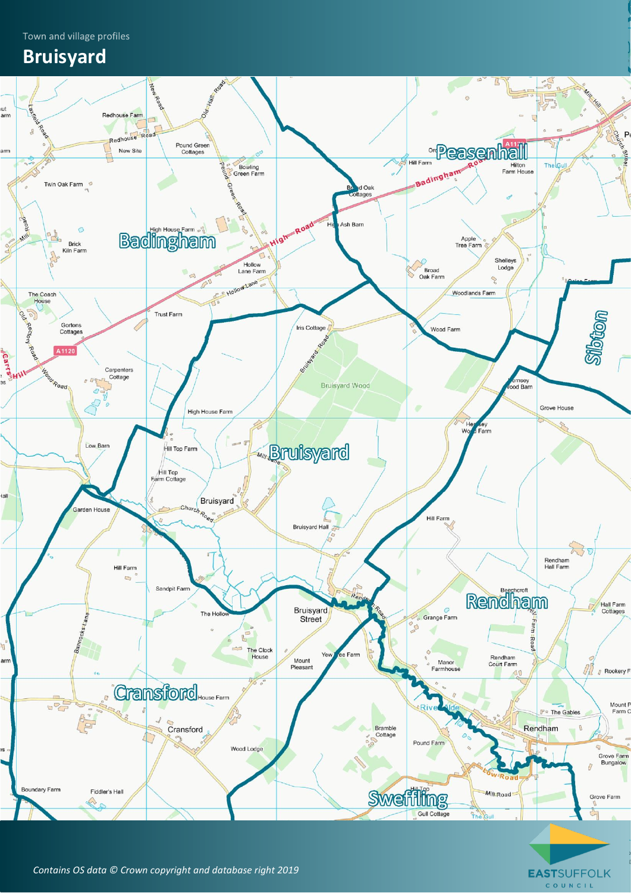Town and village profiles

# Bruisyard

*Contains OS data © Crown copyright and database right 2019*